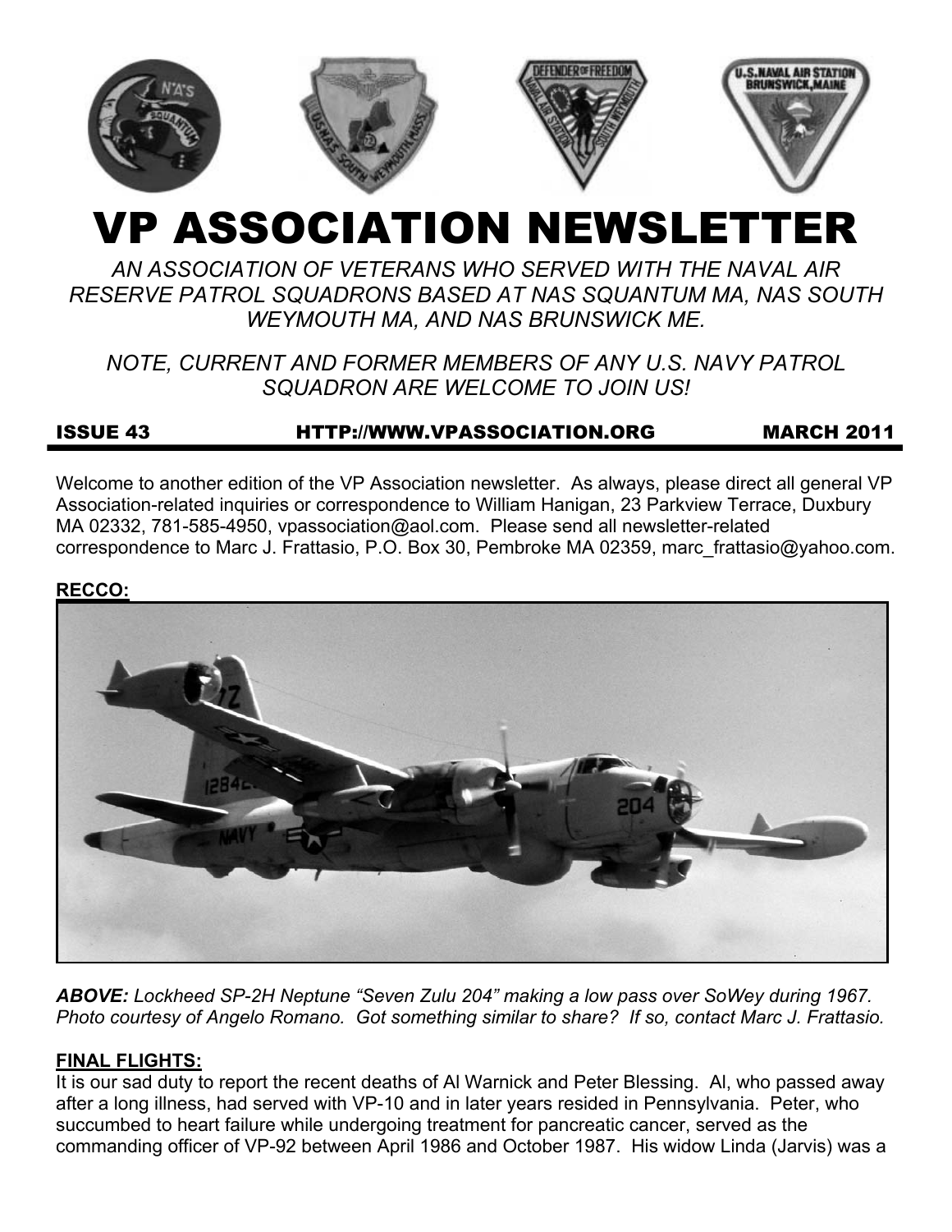# VP ASSOCIATION NEWSLETTER

*AN ASSOCIATION OF VETERANS WHO SERVED WITH THE NAVAL AIR RESERVE PATROL SQUADRONS BASED AT NAS SQUANTUM MA, NAS SOUTH WEYMOUTH MA, AND NAS BRUNSWICK ME.*

*NOTE, CURRENT AND FORMER MEMBERS OF ANY U.S. NAVY PATROL SQUADRON ARE WELCOME TO JOIN US!*

**ISSUE 43** **HTTP://WWW.VPASSOCIATION.ORG** **MARCH 2011**

Welcome to another edition of the VP Association newsletter. As always, please direct all general VP Association-related inquiries or correspondence to William Hanigan, 23 Parkview Terrace, Duxbury MA 02332, 781-585-4950, vpassociation@aol.com. Please send all newsletter-related correspondence to Marc J. Frattasio, P.O. Box 30, Pembroke MA 02359, marc_frattasio@yahoo.com.

**RECCO:**

***ABOVE:*** *Lockheed SP-2H Neptune "Seven Zulu 204" making a low pass over SoWey during 1967. Photo courtesy of Angelo Romano. Got something similar to share? If so, contact Marc J. Frattasio.*

**FINAL FLIGHTS:**

It is our sad duty to report the recent deaths of Al Warnick and Peter Blessing. Al, who passed away after a long illness, had served with VP-10 and in later years resided in Pennsylvania. Peter, who succumbed to heart failure while undergoing treatment for pancreatic cancer, served as the commanding officer of VP-92 between April 1986 and October 1987. His widow Linda (Jarvis) was a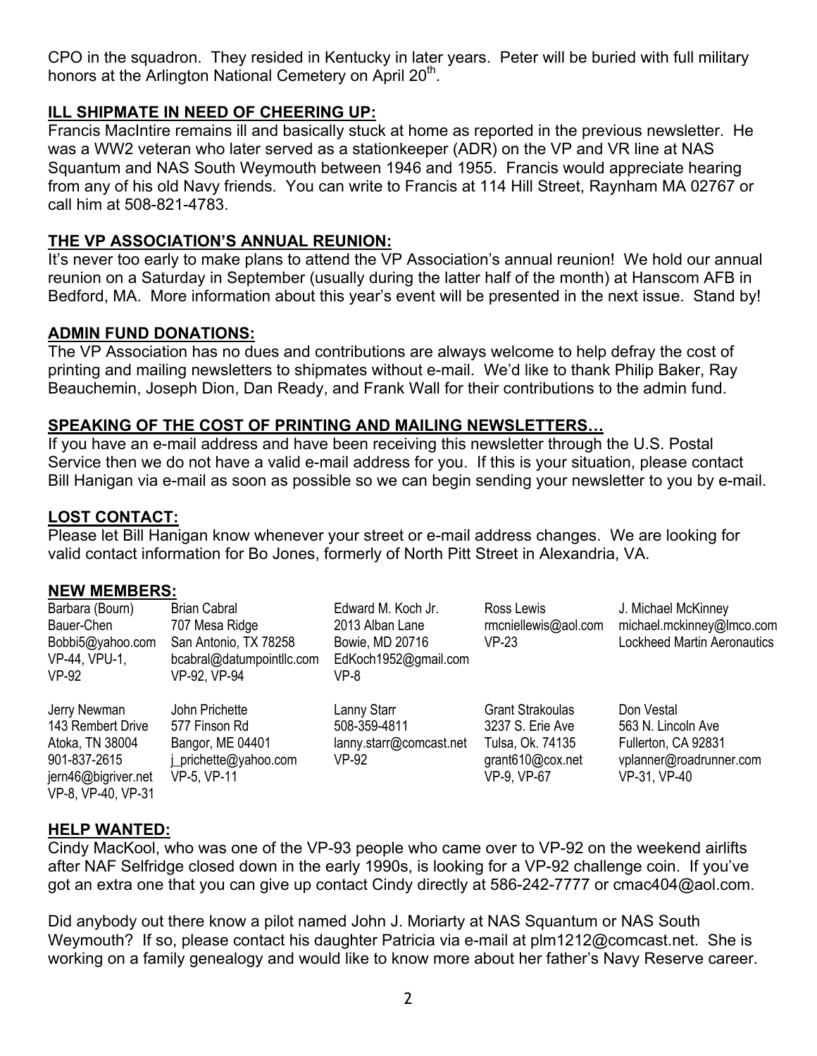CPO in the squadron. They resided in Kentucky in later years. Peter will be buried with full military honors at the Arlington National Cemetery on April 20th.

## ILL SHIPMATE IN NEED OF CHEERING UP:

Francis MacIntire remains ill and basically stuck at home as reported in the previous newsletter. He was a WW2 veteran who later served as a stationkeeper (ADR) on the VP and VR line at NAS Squantum and NAS South Weymouth between 1946 and 1955. Francis would appreciate hearing from any of his old Navy friends. You can write to Francis at 114 Hill Street, Raynham MA 02767 or call him at 508-821-4783.

## THE VP ASSOCIATION'S ANNUAL REUNION:

It's never too early to make plans to attend the VP Association's annual reunion! We hold our annual reunion on a Saturday in September (usually during the latter half of the month) at Hanscom AFB in Bedford, MA. More information about this year's event will be presented in the next issue. Stand by!

## ADMIN FUND DONATIONS:

The VP Association has no dues and contributions are always welcome to help defray the cost of printing and mailing newsletters to shipmates without e-mail. We'd like to thank Philip Baker, Ray Beauchemin, Joseph Dion, Dan Ready, and Frank Wall for their contributions to the admin fund.

## SPEAKING OF THE COST OF PRINTING AND MAILING NEWSLETTERS…

If you have an e-mail address and have been receiving this newsletter through the U.S. Postal Service then we do not have a valid e-mail address for you. If this is your situation, please contact Bill Hanigan via e-mail as soon as possible so we can begin sending your newsletter to you by e-mail.

## LOST CONTACT:

Please let Bill Hanigan know whenever your street or e-mail address changes. We are looking for valid contact information for Bo Jones, formerly of North Pitt Street in Alexandria, VA.

## NEW MEMBERS:

Barbara (Bourn) Bauer-Chen
Bobbi5@yahoo.com
VP-44, VPU-1, VP-92

Brian Cabral
707 Mesa Ridge
San Antonio, TX 78258
bcabral@datumpointllc.com
VP-92, VP-94

Edward M. Koch Jr.
2013 Alban Lane
Bowie, MD 20716
EdKoch1952@gmail.com
VP-8

Ross Lewis
rmcniellewis@aol.com
VP-23

J. Michael McKinney
michael.mckinney@lmco.com
Lockheed Martin Aeronautics

Jerry Newman
143 Rembert Drive
Atoka, TN 38004
901-837-2615
jern46@bigriver.net
VP-8, VP-40, VP-31

John Prichette
577 Finson Rd
Bangor, ME 04401
j_prichette@yahoo.com
VP-5, VP-11

Lanny Starr
508-359-4811
lanny.starr@comcast.net
VP-92

Grant Strakoulas
3237 S. Erie Ave
Tulsa, Ok. 74135
grant610@cox.net
VP-9, VP-67

Don Vestal
563 N. Lincoln Ave
Fullerton, CA 92831
vplanner@roadrunner.com
VP-31, VP-40

## HELP WANTED:

Cindy MacKool, who was one of the VP-93 people who came over to VP-92 on the weekend airlifts after NAF Selfridge closed down in the early 1990s, is looking for a VP-92 challenge coin. If you've got an extra one that you can give up contact Cindy directly at 586-242-7777 or cmac404@aol.com.

Did anybody out there know a pilot named John J. Moriarty at NAS Squantum or NAS South Weymouth? If so, please contact his daughter Patricia via e-mail at plm1212@comcast.net. She is working on a family genealogy and would like to know more about her father's Navy Reserve career.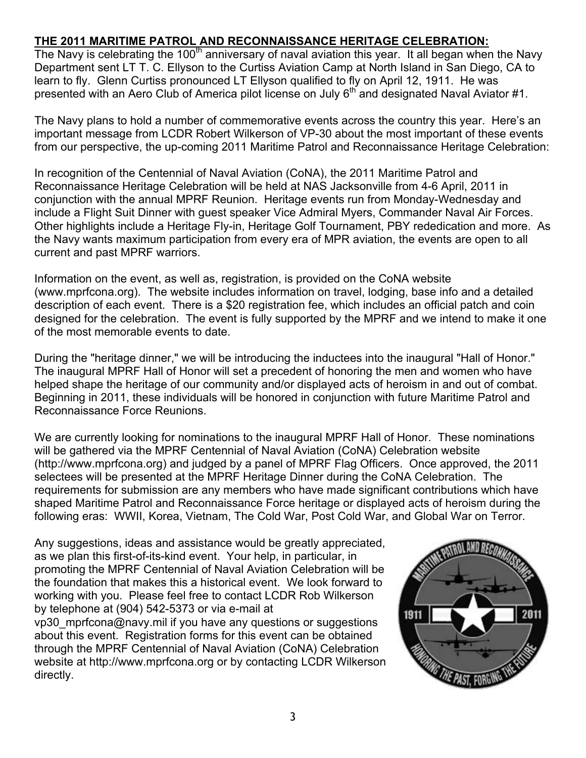**THE 2011 MARITIME PATROL AND RECONNAISSANCE HERITAGE CELEBRATION:**

The Navy is celebrating the 100th anniversary of naval aviation this year. It all began when the Navy Department sent LT T. C. Ellyson to the Curtiss Aviation Camp at North Island in San Diego, CA to learn to fly. Glenn Curtiss pronounced LT Ellyson qualified to fly on April 12, 1911. He was presented with an Aero Club of America pilot license on July 6th and designated Naval Aviator #1.

The Navy plans to hold a number of commemorative events across the country this year. Here's an important message from LCDR Robert Wilkerson of VP-30 about the most important of these events from our perspective, the up-coming 2011 Maritime Patrol and Reconnaissance Heritage Celebration:

In recognition of the Centennial of Naval Aviation (CoNA), the 2011 Maritime Patrol and Reconnaissance Heritage Celebration will be held at NAS Jacksonville from 4-6 April, 2011 in conjunction with the annual MPRF Reunion. Heritage events run from Monday-Wednesday and include a Flight Suit Dinner with guest speaker Vice Admiral Myers, Commander Naval Air Forces. Other highlights include a Heritage Fly-in, Heritage Golf Tournament, PBY rededication and more. As the Navy wants maximum participation from every era of MPR aviation, the events are open to all current and past MPRF warriors.

Information on the event, as well as, registration, is provided on the CoNA website (www.mprfcona.org). The website includes information on travel, lodging, base info and a detailed description of each event. There is a $20 registration fee, which includes an official patch and coin designed for the celebration. The event is fully supported by the MPRF and we intend to make it one of the most memorable events to date.

During the "heritage dinner," we will be introducing the inductees into the inaugural "Hall of Honor." The inaugural MPRF Hall of Honor will set a precedent of honoring the men and women who have helped shape the heritage of our community and/or displayed acts of heroism in and out of combat. Beginning in 2011, these individuals will be honored in conjunction with future Maritime Patrol and Reconnaissance Force Reunions.

We are currently looking for nominations to the inaugural MPRF Hall of Honor. These nominations will be gathered via the MPRF Centennial of Naval Aviation (CoNA) Celebration website (http://www.mprfcona.org) and judged by a panel of MPRF Flag Officers. Once approved, the 2011 selectees will be presented at the MPRF Heritage Dinner during the CoNA Celebration. The requirements for submission are any members who have made significant contributions which have shaped Maritime Patrol and Reconnaissance Force heritage or displayed acts of heroism during the following eras: WWII, Korea, Vietnam, The Cold War, Post Cold War, and Global War on Terror.

Any suggestions, ideas and assistance would be greatly appreciated, as we plan this first-of-its-kind event. Your help, in particular, in promoting the MPRF Centennial of Naval Aviation Celebration will be the foundation that makes this a historical event. We look forward to working with you. Please feel free to contact LCDR Rob Wilkerson by telephone at (904) 542-5373 or via e-mail at vp30_mprfcona@navy.mil if you have any questions or suggestions about this event. Registration forms for this event can be obtained through the MPRF Centennial of Naval Aviation (CoNA) Celebration website at http://www.mprfcona.org or by contacting LCDR Wilkerson directly.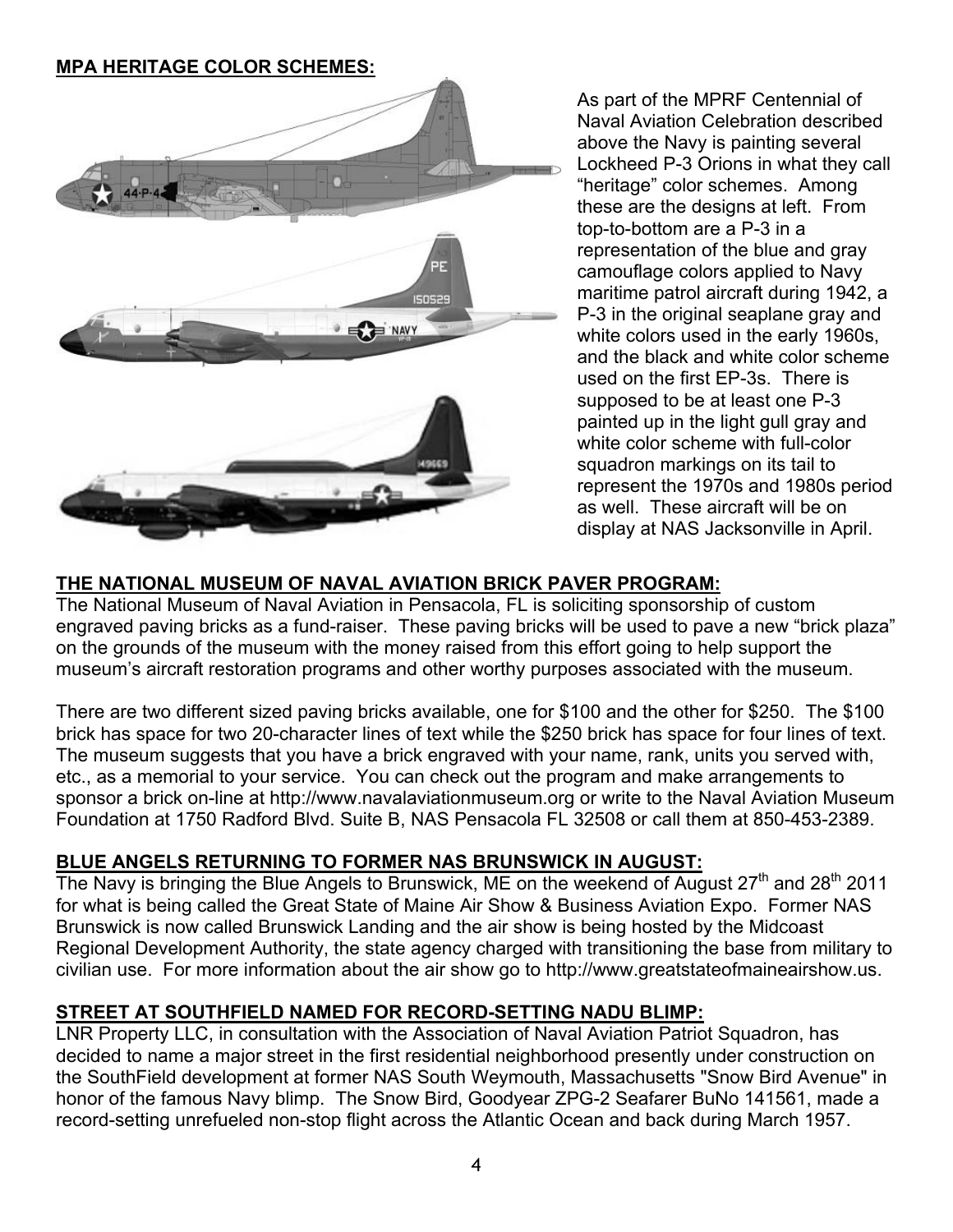**MPA HERITAGE COLOR SCHEMES:**

As part of the MPRF Centennial of Naval Aviation Celebration described above the Navy is painting several Lockheed P-3 Orions in what they call "heritage" color schemes. Among these are the designs at left. From top-to-bottom are a P-3 in a representation of the blue and gray camouflage colors applied to Navy maritime patrol aircraft during 1942, a P-3 in the original seaplane gray and white colors used in the early 1960s, and the black and white color scheme used on the first EP-3s. There is supposed to be at least one P-3 painted up in the light gull gray and white color scheme with full-color squadron markings on its tail to represent the 1970s and 1980s period as well. These aircraft will be on display at NAS Jacksonville in April.

**THE NATIONAL MUSEUM OF NAVAL AVIATION BRICK PAVER PROGRAM:**

The National Museum of Naval Aviation in Pensacola, FL is soliciting sponsorship of custom engraved paving bricks as a fund-raiser. These paving bricks will be used to pave a new "brick plaza" on the grounds of the museum with the money raised from this effort going to help support the museum's aircraft restoration programs and other worthy purposes associated with the museum.

There are two different sized paving bricks available, one for $100 and the other for $250. The $100 brick has space for two 20-character lines of text while the $250 brick has space for four lines of text. The museum suggests that you have a brick engraved with your name, rank, units you served with, etc., as a memorial to your service. You can check out the program and make arrangements to sponsor a brick on-line at http://www.navalaviationmuseum.org or write to the Naval Aviation Museum Foundation at 1750 Radford Blvd. Suite B, NAS Pensacola FL 32508 or call them at 850-453-2389.

**BLUE ANGELS RETURNING TO FORMER NAS BRUNSWICK IN AUGUST:**

The Navy is bringing the Blue Angels to Brunswick, ME on the weekend of August 27th and 28th 2011 for what is being called the Great State of Maine Air Show & Business Aviation Expo. Former NAS Brunswick is now called Brunswick Landing and the air show is being hosted by the Midcoast Regional Development Authority, the state agency charged with transitioning the base from military to civilian use. For more information about the air show go to http://www.greatstateofmaineairshow.us.

**STREET AT SOUTHFIELD NAMED FOR RECORD-SETTING NADU BLIMP:**

LNR Property LLC, in consultation with the Association of Naval Aviation Patriot Squadron, has decided to name a major street in the first residential neighborhood presently under construction on the SouthField development at former NAS South Weymouth, Massachusetts "Snow Bird Avenue" in honor of the famous Navy blimp. The Snow Bird, Goodyear ZPG-2 Seafarer BuNo 141561, made a record-setting unrefueled non-stop flight across the Atlantic Ocean and back during March 1957.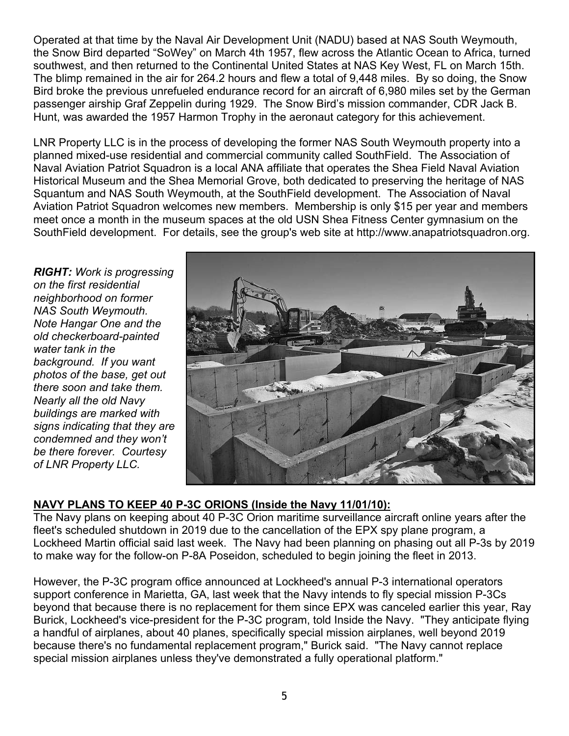Operated at that time by the Naval Air Development Unit (NADU) based at NAS South Weymouth, the Snow Bird departed "SoWey" on March 4th 1957, flew across the Atlantic Ocean to Africa, turned southwest, and then returned to the Continental United States at NAS Key West, FL on March 15th. The blimp remained in the air for 264.2 hours and flew a total of 9,448 miles. By so doing, the Snow Bird broke the previous unrefueled endurance record for an aircraft of 6,980 miles set by the German passenger airship Graf Zeppelin during 1929. The Snow Bird's mission commander, CDR Jack B. Hunt, was awarded the 1957 Harmon Trophy in the aeronaut category for this achievement.

LNR Property LLC is in the process of developing the former NAS South Weymouth property into a planned mixed-use residential and commercial community called SouthField. The Association of Naval Aviation Patriot Squadron is a local ANA affiliate that operates the Shea Field Naval Aviation Historical Museum and the Shea Memorial Grove, both dedicated to preserving the heritage of NAS Squantum and NAS South Weymouth, at the SouthField development. The Association of Naval Aviation Patriot Squadron welcomes new members. Membership is only $15 per year and members meet once a month in the museum spaces at the old USN Shea Fitness Center gymnasium on the SouthField development. For details, see the group's web site at http://www.anapatriotsquadron.org.

***RIGHT:*** *Work is progressing on the first residential neighborhood on former NAS South Weymouth. Note Hangar One and the old checkerboard-painted water tank in the background. If you want photos of the base, get out there soon and take them. Nearly all the old Navy buildings are marked with signs indicating that they are condemned and they won't be there forever. Courtesy of LNR Property LLC.*

**NAVY PLANS TO KEEP 40 P-3C ORIONS (Inside the Navy 11/01/10):**

The Navy plans on keeping about 40 P-3C Orion maritime surveillance aircraft online years after the fleet's scheduled shutdown in 2019 due to the cancellation of the EPX spy plane program, a Lockheed Martin official said last week. The Navy had been planning on phasing out all P-3s by 2019 to make way for the follow-on P-8A Poseidon, scheduled to begin joining the fleet in 2013.

However, the P-3C program office announced at Lockheed's annual P-3 international operators support conference in Marietta, GA, last week that the Navy intends to fly special mission P-3Cs beyond that because there is no replacement for them since EPX was canceled earlier this year, Ray Burick, Lockheed's vice-president for the P-3C program, told Inside the Navy. "They anticipate flying a handful of airplanes, about 40 planes, specifically special mission airplanes, well beyond 2019 because there's no fundamental replacement program," Burick said. "The Navy cannot replace special mission airplanes unless they've demonstrated a fully operational platform."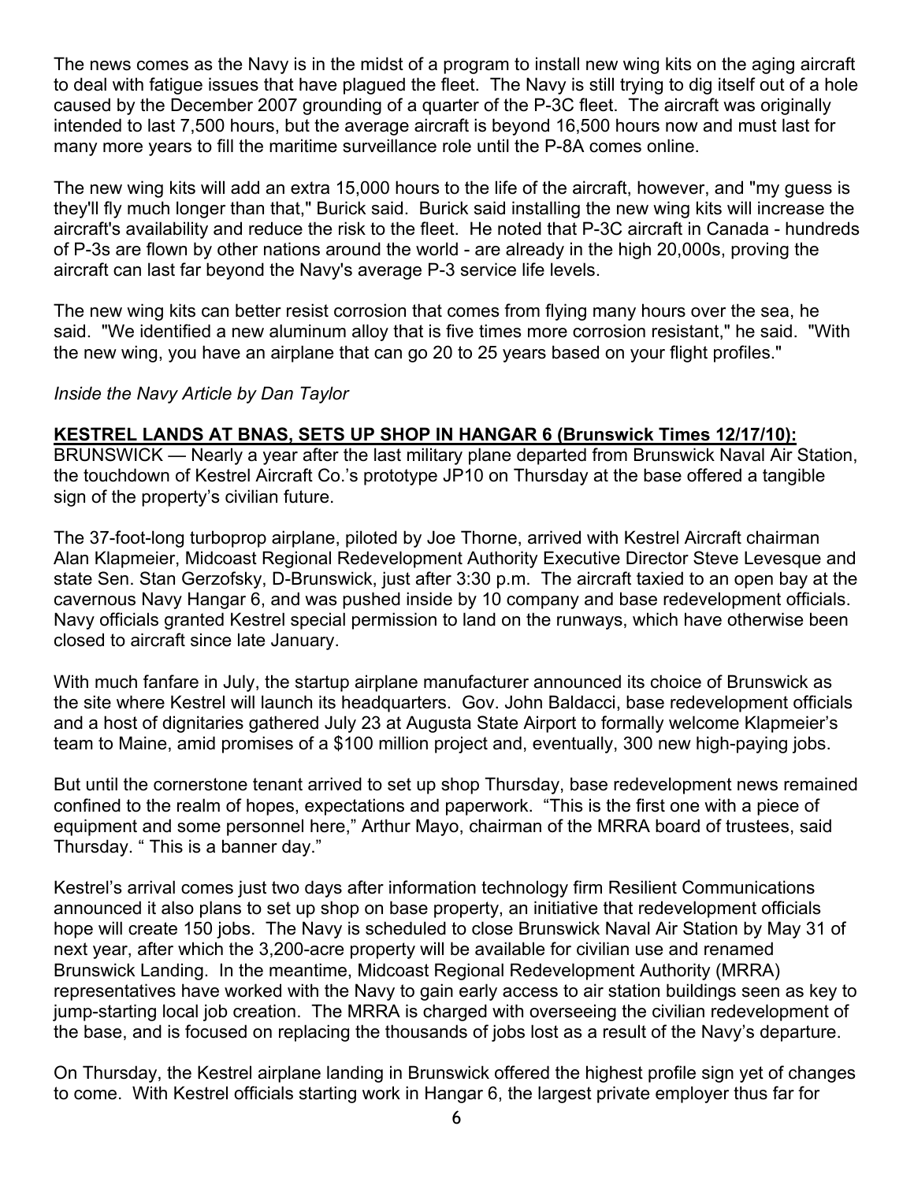The news comes as the Navy is in the midst of a program to install new wing kits on the aging aircraft to deal with fatigue issues that have plagued the fleet. The Navy is still trying to dig itself out of a hole caused by the December 2007 grounding of a quarter of the P-3C fleet. The aircraft was originally intended to last 7,500 hours, but the average aircraft is beyond 16,500 hours now and must last for many more years to fill the maritime surveillance role until the P-8A comes online.

The new wing kits will add an extra 15,000 hours to the life of the aircraft, however, and "my guess is they'll fly much longer than that," Burick said. Burick said installing the new wing kits will increase the aircraft's availability and reduce the risk to the fleet. He noted that P-3C aircraft in Canada - hundreds of P-3s are flown by other nations around the world - are already in the high 20,000s, proving the aircraft can last far beyond the Navy's average P-3 service life levels.

The new wing kits can better resist corrosion that comes from flying many hours over the sea, he said. "We identified a new aluminum alloy that is five times more corrosion resistant," he said. "With the new wing, you have an airplane that can go 20 to 25 years based on your flight profiles."

*Inside the Navy Article by Dan Taylor*

**KESTREL LANDS AT BNAS, SETS UP SHOP IN HANGAR 6 (Brunswick Times 12/17/10):**

BRUNSWICK — Nearly a year after the last military plane departed from Brunswick Naval Air Station, the touchdown of Kestrel Aircraft Co.'s prototype JP10 on Thursday at the base offered a tangible sign of the property's civilian future.

The 37-foot-long turboprop airplane, piloted by Joe Thorne, arrived with Kestrel Aircraft chairman Alan Klapmeier, Midcoast Regional Redevelopment Authority Executive Director Steve Levesque and state Sen. Stan Gerzofsky, D-Brunswick, just after 3:30 p.m. The aircraft taxied to an open bay at the cavernous Navy Hangar 6, and was pushed inside by 10 company and base redevelopment officials. Navy officials granted Kestrel special permission to land on the runways, which have otherwise been closed to aircraft since late January.

With much fanfare in July, the startup airplane manufacturer announced its choice of Brunswick as the site where Kestrel will launch its headquarters. Gov. John Baldacci, base redevelopment officials and a host of dignitaries gathered July 23 at Augusta State Airport to formally welcome Klapmeier's team to Maine, amid promises of a \$100 million project and, eventually, 300 new high-paying jobs.

But until the cornerstone tenant arrived to set up shop Thursday, base redevelopment news remained confined to the realm of hopes, expectations and paperwork. "This is the first one with a piece of equipment and some personnel here," Arthur Mayo, chairman of the MRRA board of trustees, said Thursday. " This is a banner day."

Kestrel's arrival comes just two days after information technology firm Resilient Communications announced it also plans to set up shop on base property, an initiative that redevelopment officials hope will create 150 jobs. The Navy is scheduled to close Brunswick Naval Air Station by May 31 of next year, after which the 3,200-acre property will be available for civilian use and renamed Brunswick Landing. In the meantime, Midcoast Regional Redevelopment Authority (MRRA) representatives have worked with the Navy to gain early access to air station buildings seen as key to jump-starting local job creation. The MRRA is charged with overseeing the civilian redevelopment of the base, and is focused on replacing the thousands of jobs lost as a result of the Navy's departure.

On Thursday, the Kestrel airplane landing in Brunswick offered the highest profile sign yet of changes to come. With Kestrel officials starting work in Hangar 6, the largest private employer thus far for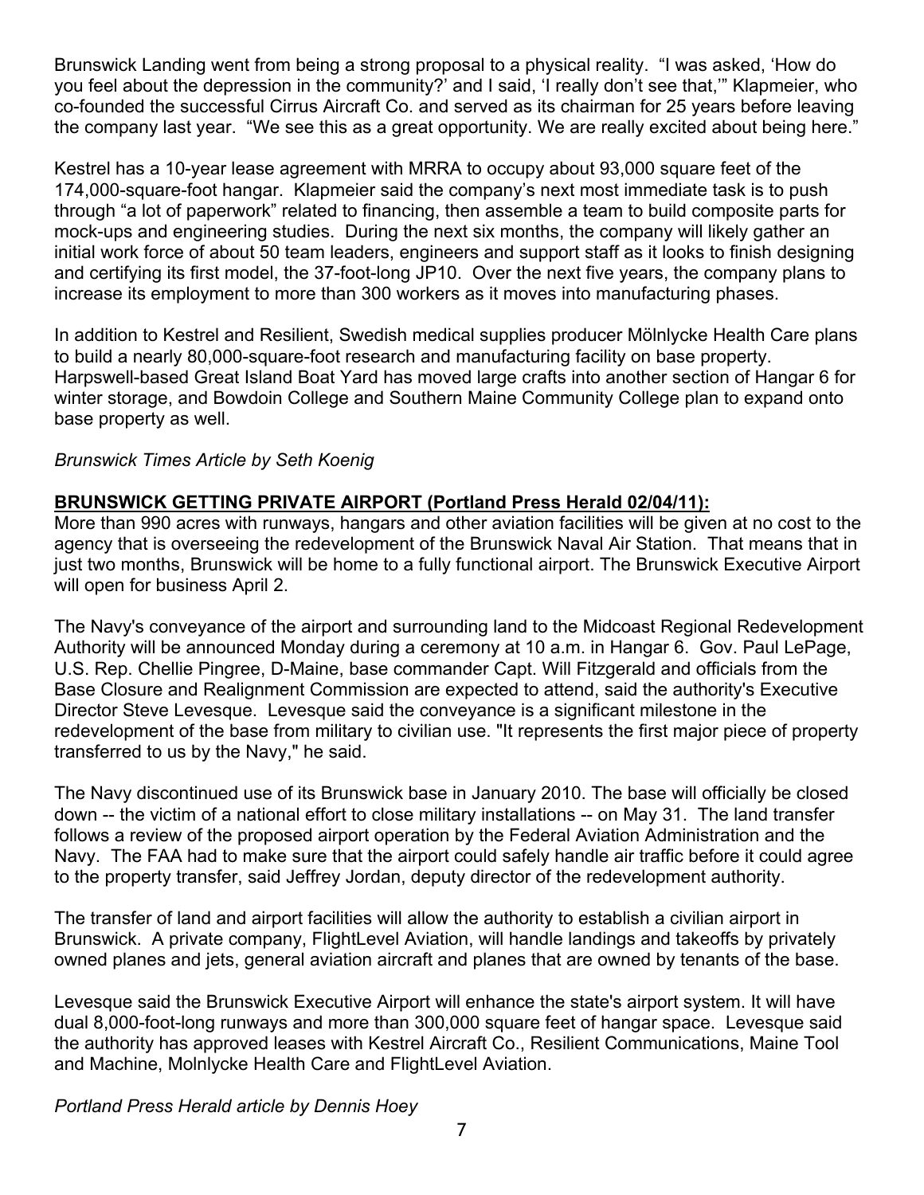Brunswick Landing went from being a strong proposal to a physical reality. "I was asked, 'How do you feel about the depression in the community?' and I said, 'I really don't see that,'" Klapmeier, who co-founded the successful Cirrus Aircraft Co. and served as its chairman for 25 years before leaving the company last year. "We see this as a great opportunity. We are really excited about being here."

Kestrel has a 10-year lease agreement with MRRA to occupy about 93,000 square feet of the 174,000-square-foot hangar. Klapmeier said the company's next most immediate task is to push through "a lot of paperwork" related to financing, then assemble a team to build composite parts for mock-ups and engineering studies. During the next six months, the company will likely gather an initial work force of about 50 team leaders, engineers and support staff as it looks to finish designing and certifying its first model, the 37-foot-long JP10. Over the next five years, the company plans to increase its employment to more than 300 workers as it moves into manufacturing phases.

In addition to Kestrel and Resilient, Swedish medical supplies producer Mölnlycke Health Care plans to build a nearly 80,000-square-foot research and manufacturing facility on base property. Harpswell-based Great Island Boat Yard has moved large crafts into another section of Hangar 6 for winter storage, and Bowdoin College and Southern Maine Community College plan to expand onto base property as well.

*Brunswick Times Article by Seth Koenig*

**BRUNSWICK GETTING PRIVATE AIRPORT (Portland Press Herald 02/04/11):**

More than 990 acres with runways, hangars and other aviation facilities will be given at no cost to the agency that is overseeing the redevelopment of the Brunswick Naval Air Station. That means that in just two months, Brunswick will be home to a fully functional airport. The Brunswick Executive Airport will open for business April 2.

The Navy's conveyance of the airport and surrounding land to the Midcoast Regional Redevelopment Authority will be announced Monday during a ceremony at 10 a.m. in Hangar 6. Gov. Paul LePage, U.S. Rep. Chellie Pingree, D-Maine, base commander Capt. Will Fitzgerald and officials from the Base Closure and Realignment Commission are expected to attend, said the authority's Executive Director Steve Levesque. Levesque said the conveyance is a significant milestone in the redevelopment of the base from military to civilian use. "It represents the first major piece of property transferred to us by the Navy," he said.

The Navy discontinued use of its Brunswick base in January 2010. The base will officially be closed down -- the victim of a national effort to close military installations -- on May 31. The land transfer follows a review of the proposed airport operation by the Federal Aviation Administration and the Navy. The FAA had to make sure that the airport could safely handle air traffic before it could agree to the property transfer, said Jeffrey Jordan, deputy director of the redevelopment authority.

The transfer of land and airport facilities will allow the authority to establish a civilian airport in Brunswick. A private company, FlightLevel Aviation, will handle landings and takeoffs by privately owned planes and jets, general aviation aircraft and planes that are owned by tenants of the base.

Levesque said the Brunswick Executive Airport will enhance the state's airport system. It will have dual 8,000-foot-long runways and more than 300,000 square feet of hangar space. Levesque said the authority has approved leases with Kestrel Aircraft Co., Resilient Communications, Maine Tool and Machine, Molnlycke Health Care and FlightLevel Aviation.

*Portland Press Herald article by Dennis Hoey*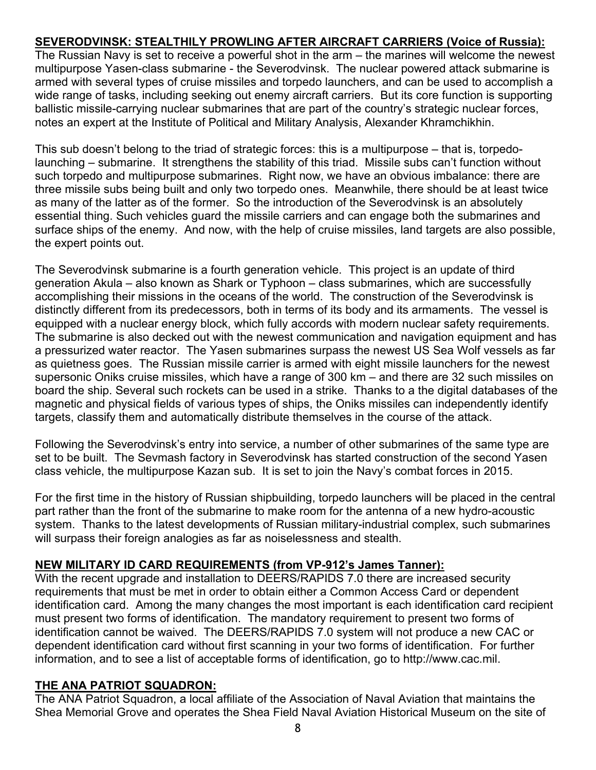**SEVERODVINSK: STEALTHILY PROWLING AFTER AIRCRAFT CARRIERS (Voice of Russia):**

The Russian Navy is set to receive a powerful shot in the arm – the marines will welcome the newest multipurpose Yasen-class submarine - the Severodvinsk. The nuclear powered attack submarine is armed with several types of cruise missiles and torpedo launchers, and can be used to accomplish a wide range of tasks, including seeking out enemy aircraft carriers. But its core function is supporting ballistic missile-carrying nuclear submarines that are part of the country's strategic nuclear forces, notes an expert at the Institute of Political and Military Analysis, Alexander Khramchikhin.

This sub doesn't belong to the triad of strategic forces: this is a multipurpose – that is, torpedo-launching – submarine. It strengthens the stability of this triad. Missile subs can't function without such torpedo and multipurpose submarines. Right now, we have an obvious imbalance: there are three missile subs being built and only two torpedo ones. Meanwhile, there should be at least twice as many of the latter as of the former. So the introduction of the Severodvinsk is an absolutely essential thing. Such vehicles guard the missile carriers and can engage both the submarines and surface ships of the enemy. And now, with the help of cruise missiles, land targets are also possible, the expert points out.

The Severodvinsk submarine is a fourth generation vehicle. This project is an update of third generation Akula – also known as Shark or Typhoon – class submarines, which are successfully accomplishing their missions in the oceans of the world. The construction of the Severodvinsk is distinctly different from its predecessors, both in terms of its body and its armaments. The vessel is equipped with a nuclear energy block, which fully accords with modern nuclear safety requirements. The submarine is also decked out with the newest communication and navigation equipment and has a pressurized water reactor. The Yasen submarines surpass the newest US Sea Wolf vessels as far as quietness goes. The Russian missile carrier is armed with eight missile launchers for the newest supersonic Oniks cruise missiles, which have a range of 300 km – and there are 32 such missiles on board the ship. Several such rockets can be used in a strike. Thanks to a the digital databases of the magnetic and physical fields of various types of ships, the Oniks missiles can independently identify targets, classify them and automatically distribute themselves in the course of the attack.

Following the Severodvinsk's entry into service, a number of other submarines of the same type are set to be built. The Sevmash factory in Severodvinsk has started construction of the second Yasen class vehicle, the multipurpose Kazan sub. It is set to join the Navy's combat forces in 2015.

For the first time in the history of Russian shipbuilding, torpedo launchers will be placed in the central part rather than the front of the submarine to make room for the antenna of a new hydro-acoustic system. Thanks to the latest developments of Russian military-industrial complex, such submarines will surpass their foreign analogies as far as noiselessness and stealth.

**NEW MILITARY ID CARD REQUIREMENTS (from VP-912's James Tanner):**

With the recent upgrade and installation to DEERS/RAPIDS 7.0 there are increased security requirements that must be met in order to obtain either a Common Access Card or dependent identification card. Among the many changes the most important is each identification card recipient must present two forms of identification. The mandatory requirement to present two forms of identification cannot be waived. The DEERS/RAPIDS 7.0 system will not produce a new CAC or dependent identification card without first scanning in your two forms of identification. For further information, and to see a list of acceptable forms of identification, go to http://www.cac.mil.

**THE ANA PATRIOT SQUADRON:**

The ANA Patriot Squadron, a local affiliate of the Association of Naval Aviation that maintains the Shea Memorial Grove and operates the Shea Field Naval Aviation Historical Museum on the site of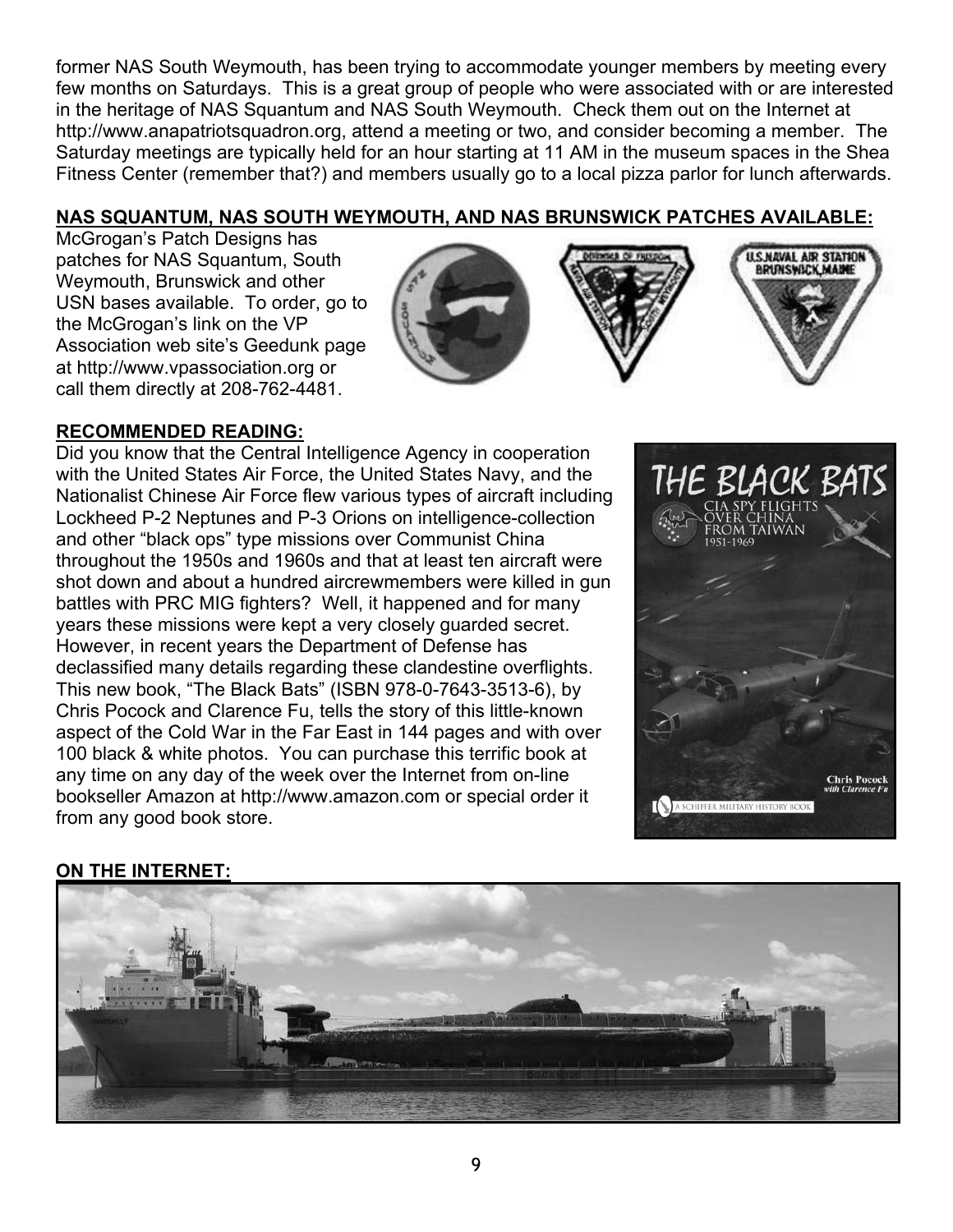former NAS South Weymouth, has been trying to accommodate younger members by meeting every few months on Saturdays. This is a great group of people who were associated with or are interested in the heritage of NAS Squantum and NAS South Weymouth. Check them out on the Internet at http://www.anapatriotsquadron.org, attend a meeting or two, and consider becoming a member. The Saturday meetings are typically held for an hour starting at 11 AM in the museum spaces in the Shea Fitness Center (remember that?) and members usually go to a local pizza parlor for lunch afterwards.

**NAS SQUANTUM, NAS SOUTH WEYMOUTH, AND NAS BRUNSWICK PATCHES AVAILABLE:**

McGrogan's Patch Designs has patches for NAS Squantum, South Weymouth, Brunswick and other USN bases available. To order, go to the McGrogan's link on the VP Association web site's Geedunk page at http://www.vpassociation.org or call them directly at 208-762-4481.

**RECOMMENDED READING:**

Did you know that the Central Intelligence Agency in cooperation with the United States Air Force, the United States Navy, and the Nationalist Chinese Air Force flew various types of aircraft including Lockheed P-2 Neptunes and P-3 Orions on intelligence-collection and other "black ops" type missions over Communist China throughout the 1950s and 1960s and that at least ten aircraft were shot down and about a hundred aircrewmembers were killed in gun battles with PRC MIG fighters? Well, it happened and for many years these missions were kept a very closely guarded secret. However, in recent years the Department of Defense has declassified many details regarding these clandestine overflights. This new book, "The Black Bats" (ISBN 978-0-7643-3513-6), by Chris Pocock and Clarence Fu, tells the story of this little-known aspect of the Cold War in the Far East in 144 pages and with over 100 black & white photos. You can purchase this terrific book at any time on any day of the week over the Internet from on-line bookseller Amazon at http://www.amazon.com or special order it from any good book store.

**ON THE INTERNET:**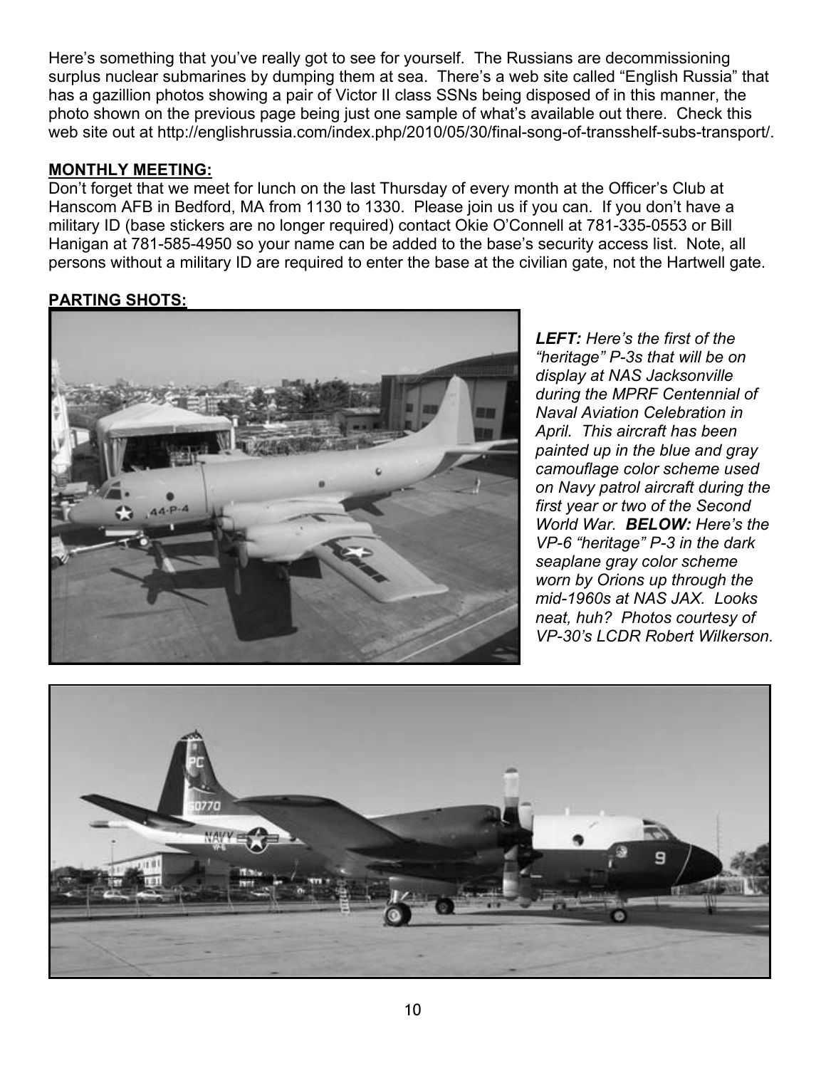Here's something that you've really got to see for yourself. The Russians are decommissioning surplus nuclear submarines by dumping them at sea. There's a web site called "English Russia" that has a gazillion photos showing a pair of Victor II class SSNs being disposed of in this manner, the photo shown on the previous page being just one sample of what's available out there. Check this web site out at http://englishrussia.com/index.php/2010/05/30/final-song-of-transshelf-subs-transport/.

**MONTHLY MEETING:**

Don't forget that we meet for lunch on the last Thursday of every month at the Officer's Club at Hanscom AFB in Bedford, MA from 1130 to 1330. Please join us if you can. If you don't have a military ID (base stickers are no longer required) contact Okie O'Connell at 781-335-0553 or Bill Hanigan at 781-585-4950 so your name can be added to the base's security access list. Note, all persons without a military ID are required to enter the base at the civilian gate, not the Hartwell gate.

**PARTING SHOTS:**

***LEFT:*** *Here's the first of the "heritage" P-3s that will be on display at NAS Jacksonville during the MPRF Centennial of Naval Aviation Celebration in April. This aircraft has been painted up in the blue and gray camouflage color scheme used on Navy patrol aircraft during the first year or two of the Second World War.* ***BELOW:*** *Here's the VP-6 "heritage" P-3 in the dark seaplane gray color scheme worn by Orions up through the mid-1960s at NAS JAX. Looks neat, huh? Photos courtesy of VP-30's LCDR Robert Wilkerson.*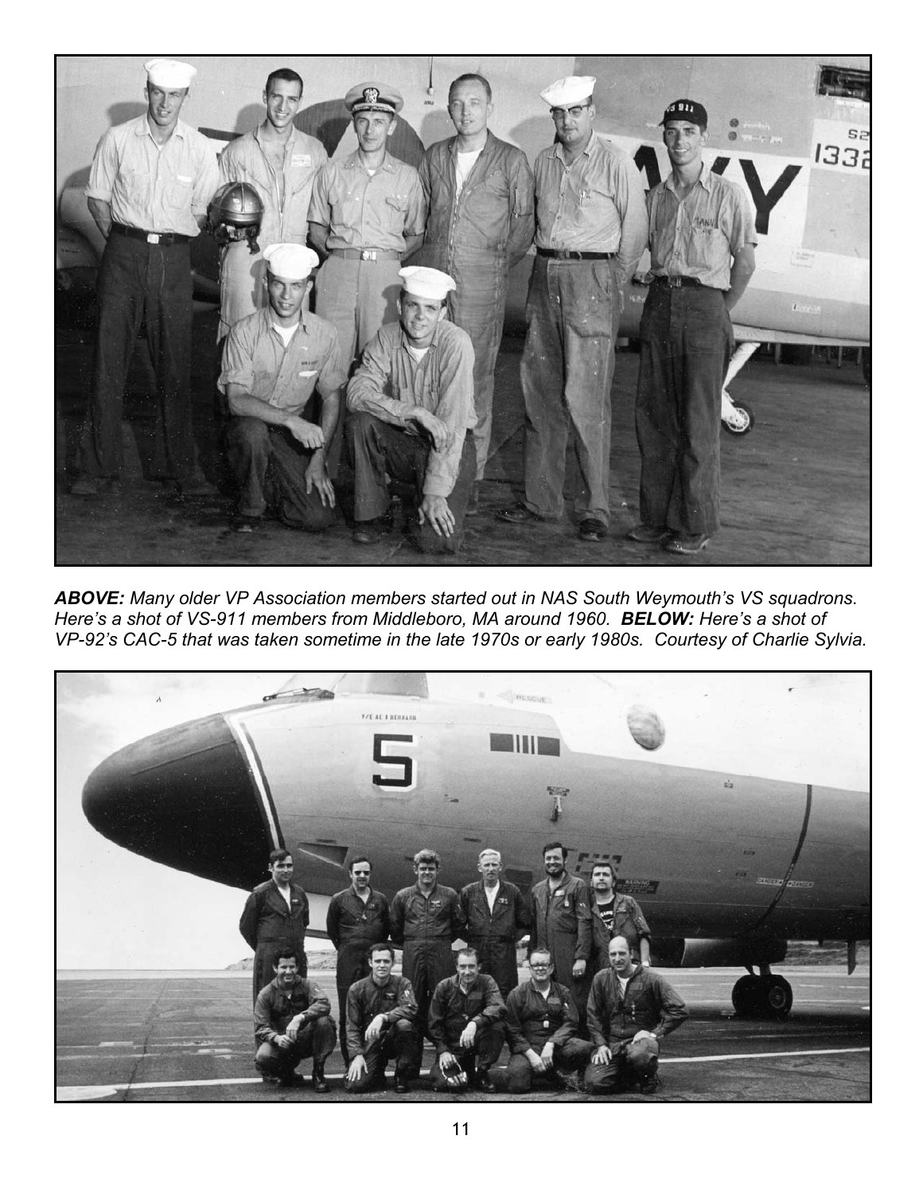***ABOVE:*** *Many older VP Association members started out in NAS South Weymouth's VS squadrons. Here's a shot of VS-911 members from Middleboro, MA around 1960.* ***BELOW:*** *Here's a shot of VP-92's CAC-5 that was taken sometime in the late 1970s or early 1980s. Courtesy of Charlie Sylvia.*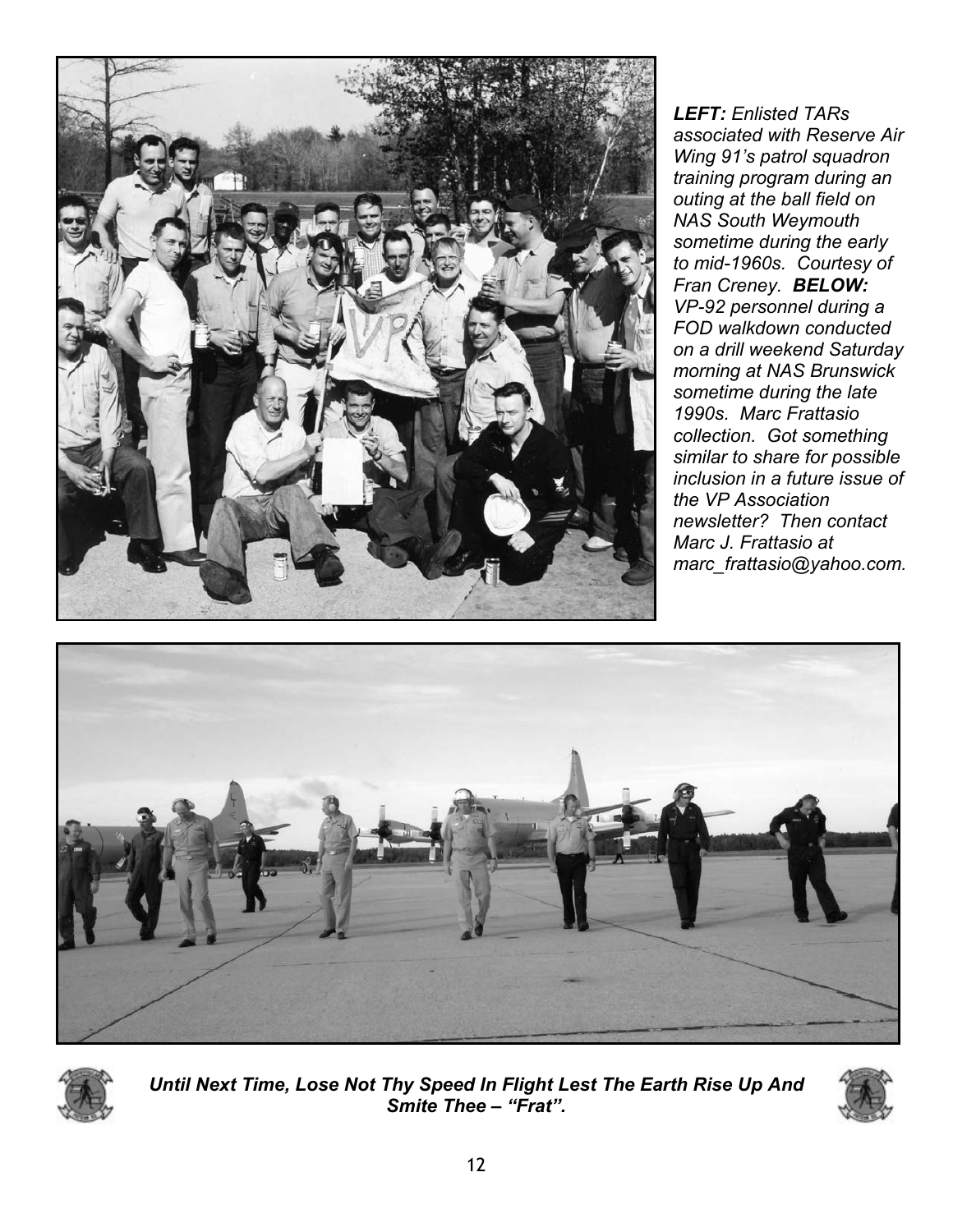***LEFT:*** *Enlisted TARs associated with Reserve Air Wing 91's patrol squadron training program during an outing at the ball field on NAS South Weymouth sometime during the early to mid-1960s. Courtesy of Fran Creney.* ***BELOW:*** *VP-92 personnel during a FOD walkdown conducted on a drill weekend Saturday morning at NAS Brunswick sometime during the late 1990s. Marc Frattasio collection. Got something similar to share for possible inclusion in a future issue of the VP Association newsletter? Then contact Marc J. Frattasio at marc_frattasio@yahoo.com.*

***Until Next Time, Lose Not Thy Speed In Flight Lest The Earth Rise Up And Smite Thee – "Frat".***